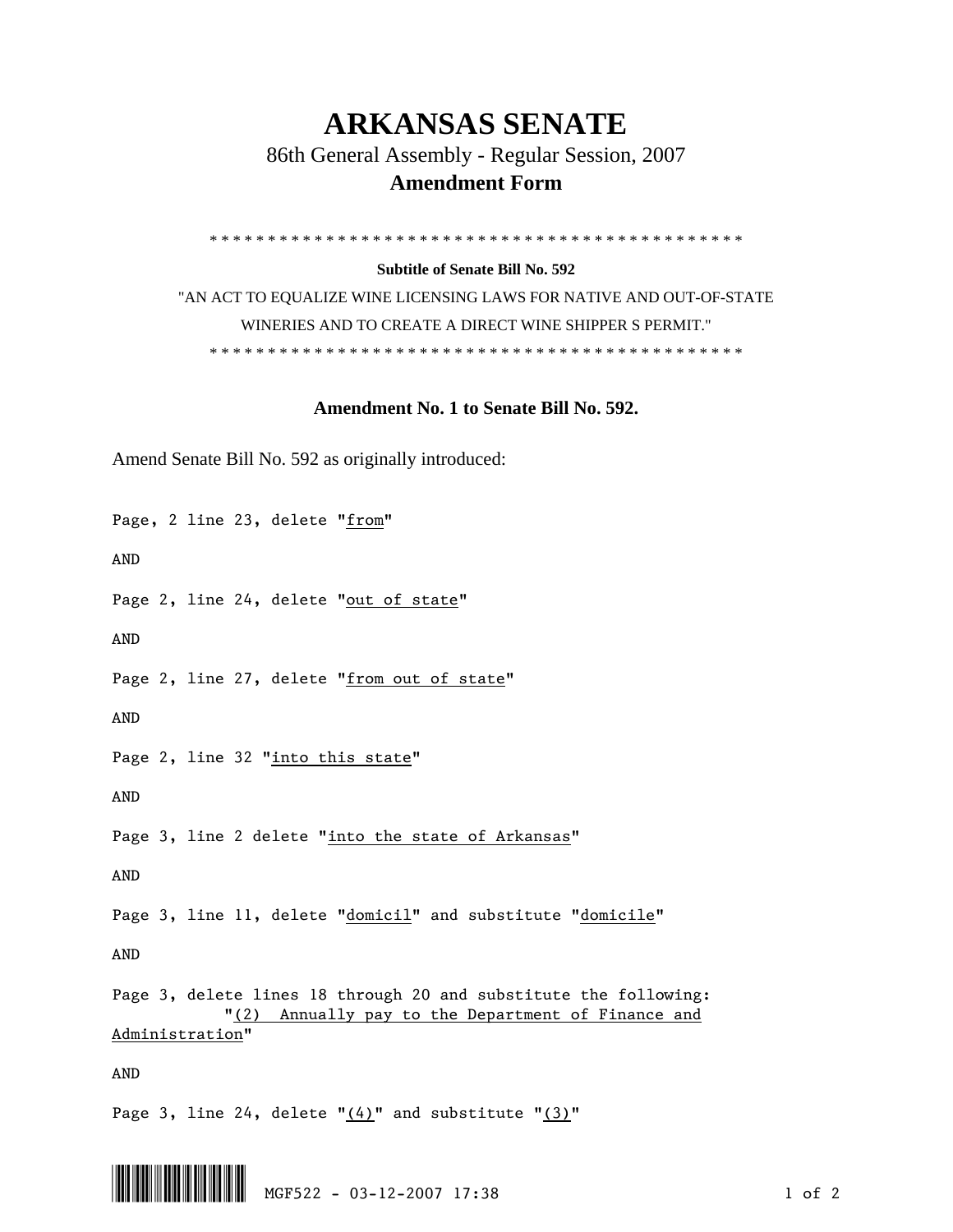# ARKANSAS SENATE

## 86th General Assembly - Regular Session, 2007

### Amendment Form

\* \* \* \* \* \* \* \* \* \* \* \* \* \* \* \* \* \* \* \* \* \* \* \* \* \* \* \* \* \* \* \* \* \* \* \* \* \* \* \* \* \* \* \* \* \* \* \* \*

**Subtitle of Senate Bill No. 592**

"AN ACT TO EQUALIZE WINE LICENSING LAWS FOR NATIVE AND OUT-OF-STATE WINERIES AND TO CREATE A DIRECT WINE SHIPPER S PERMIT."

\* \* \* \* \* \* \* \* \* \* \* \* \* \* \* \* \* \* \* \* \* \* \* \* \* \* \* \* \* \* \* \* \* \* \* \* \* \* \* \* \* \* \* \* \* \* \* \* \*

### Amendment No. 1 to Senate Bill No. 592.

Amend Senate Bill No. 592 as originally introduced:

Page, 2 line 23, delete "<u>from</u>"

AND

Page 2, line 24, delete "<u>out of state</u>"

AND

Page 2, line 27, delete "<u>from out of state</u>"

AND

Page 2, line 32 "<u>into this state</u>"

AND

Page 3, line 2 delete "<u>into the state of Arkansas</u>"

AND

Page 3, line 11, delete "<u>domicil</u>" and substitute "<u>domicile</u>"

AND

Page 3, delete lines 18 through 20 and substitute the following:
"<u>(2) Annually pay to the Department of Finance and Administration</u>"

AND

Page 3, line 24, delete "<u>(4)</u>" and substitute "<u>(3)</u>"

MGF522 - 03-12-2007 17:38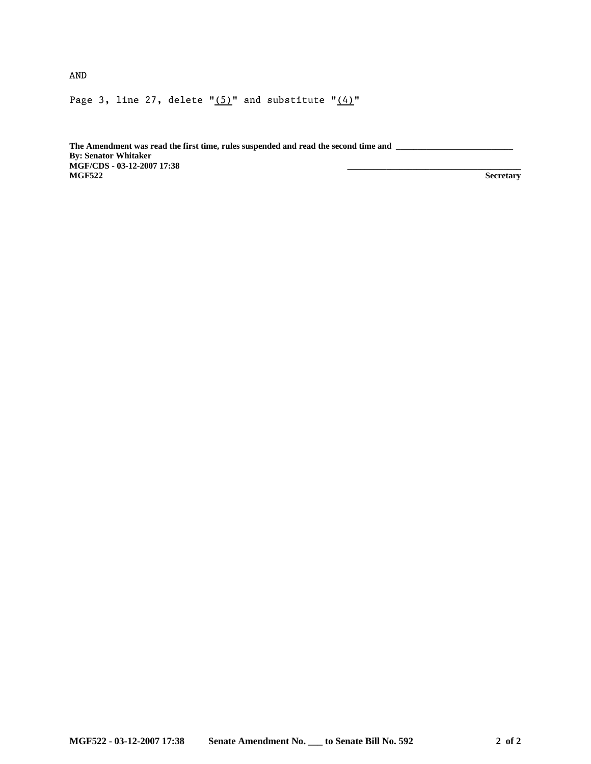AND

Page 3, line 27, delete "<u>(5)</u>" and substitute "<u>(4)</u>"

**The Amendment was read the first time, rules suspended and read the second time and \_\_\_\_\_\_\_\_\_\_\_\_\_\_\_\_\_\_\_\_\_\_\_\_\_\_\_**
**By: Senator Whitaker**
**MGF/CDS - 03-12-2007 17:38**
**MGF522**

**\_\_\_\_\_\_\_\_\_\_\_\_\_\_\_\_\_\_\_\_\_\_\_\_\_\_\_\_\_\_\_\_\_\_\_\_\_\_\_\_**
**Secretary**